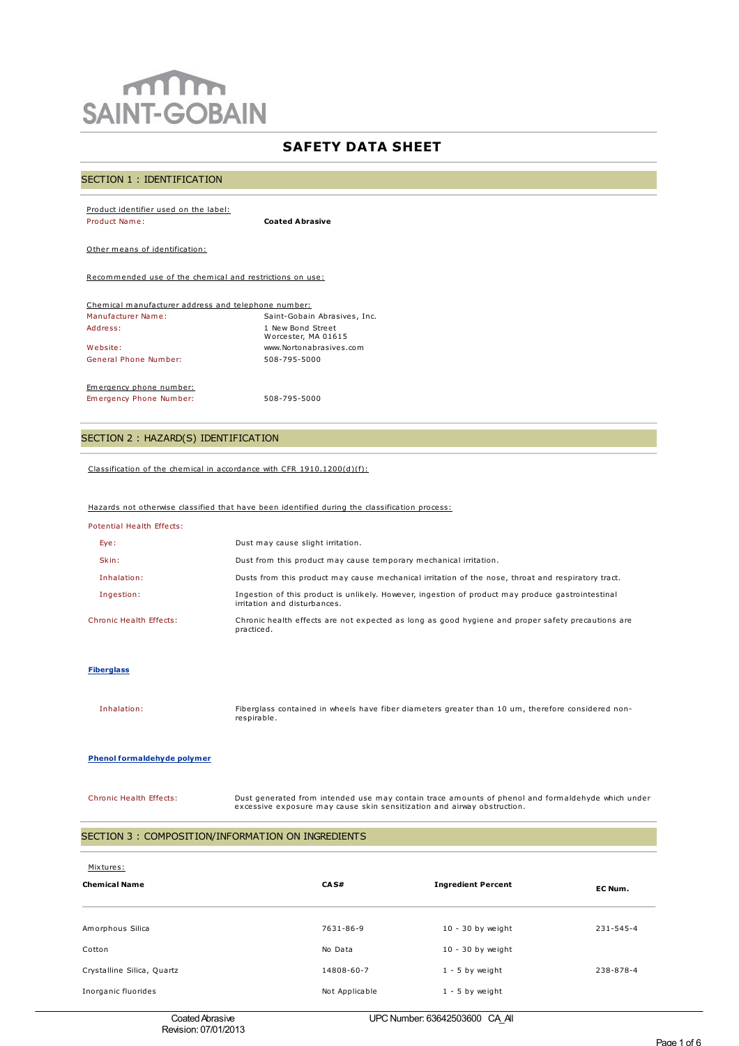SAINT-GOBAIN

# SAFETY DATA SHEET

## SECTION 1 : IDENTIFICATION

Product identifier used on the label:

| | |
|---|---|
| Product Name: | **Coated Abrasive** |

Other means of identification:

Recommended use of the chemical and restrictions on use:

Chemical manufacturer address and telephone number:

| | |
|---|---|
| Manufacturer Name: | Saint-Gobain Abrasives, Inc. |
| Address: | 1 New Bond Street<br>Worcester, MA 01615 |
| Website: | www.Nortonabrasives.com |
| General Phone Number: | 508-795-5000 |

Emergency phone number:

| | |
|---|---|
| Emergency Phone Number: | 508-795-5000 |

## SECTION 2 : HAZARD(S) IDENTIFICATION

Classification of the chemical in accordance with CFR 1910.1200(d)(f):

Hazards not otherwise classified that have been identified during the classification process:

Potential Health Effects:

| | |
|---|---|
| Eye: | Dust may cause slight irritation. |
| Skin: | Dust from this product may cause temporary mechanical irritation. |
| Inhalation: | Dusts from this product may cause mechanical irritation of the nose, throat and respiratory tract. |
| Ingestion: | Ingestion of this product is unlikely. However, ingestion of product may produce gastrointestinal irritation and disturbances. |
| Chronic Health Effects: | Chronic health effects are not expected as long as good hygiene and proper safety precautions are practiced. |

**Fiberglass**

| | |
|---|---|
| Inhalation: | Fiberglass contained in wheels have fiber diameters greater than 10 um, therefore considered non-respirable. |

**Phenol formaldehyde polymer**

| | |
|---|---|
| Chronic Health Effects: | Dust generated from intended use may contain trace amounts of phenol and formaldehyde which under excessive exposure may cause skin sensitization and airway obstruction. |

## SECTION 3 : COMPOSITION/INFORMATION ON INGREDIENTS

Mixtures:

| Chemical Name | CAS# | Ingredient Percent | EC Num. |
|---|---|---|---|
| Amorphous Silica | 7631-86-9 | 10 - 30 by weight | 231-545-4 |
| Cotton | No Data | 10 - 30 by weight | |
| Crystalline Silica, Quartz | 14808-60-7 | 1 - 5 by weight | 238-878-4 |
| Inorganic fluorides | Not Applicable | 1 - 5 by weight | |

Coated Abrasive
Revision: 07/01/2013

UPC Number: 63642503600 CA_All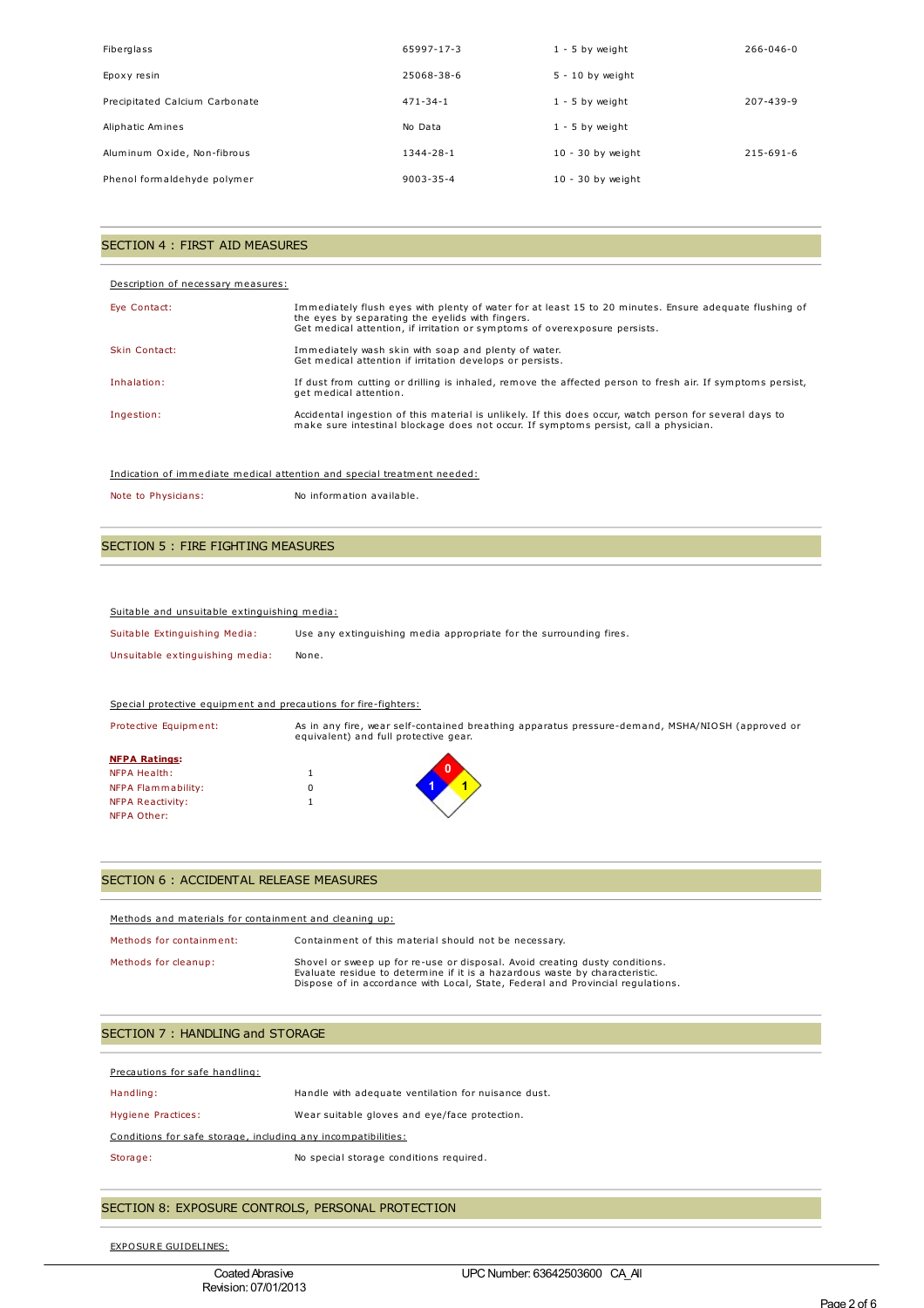| | | | |
|---|---|---|---|
| Fiberglass | 65997-17-3 | 1 - 5 by weight | 266-046-0 |
| Epoxy resin | 25068-38-6 | 5 - 10 by weight | |
| Precipitated Calcium Carbonate | 471-34-1 | 1 - 5 by weight | 207-439-9 |
| Aliphatic Amines | No Data | 1 - 5 by weight | |
| Aluminum Oxide, Non-fibrous | 1344-28-1 | 10 - 30 by weight | 215-691-6 |
| Phenol formaldehyde polymer | 9003-35-4 | 10 - 30 by weight | |

## SECTION 4 : FIRST AID MEASURES

Description of necessary measures:

| | |
|---|---|
| Eye Contact: | Immediately flush eyes with plenty of water for at least 15 to 20 minutes. Ensure adequate flushing of the eyes by separating the eyelids with fingers. Get medical attention, if irritation or symptoms of overexposure persists. |
| Skin Contact: | Immediately wash skin with soap and plenty of water. Get medical attention if irritation develops or persists. |
| Inhalation: | If dust from cutting or drilling is inhaled, remove the affected person to fresh air. If symptoms persist, get medical attention. |
| Ingestion: | Accidental ingestion of this material is unlikely. If this does occur, watch person for several days to make sure intestinal blockage does not occur. If symptoms persist, call a physician. |

Indication of immediate medical attention and special treatment needed:

Note to Physicians: No information available.

## SECTION 5 : FIRE FIGHTING MEASURES

Suitable and unsuitable extinguishing media:

| | |
|---|---|
| Suitable Extinguishing Media: | Use any extinguishing media appropriate for the surrounding fires. |
| Unsuitable extinguishing media: | None. |

Special protective equipment and precautions for fire-fighters:

Protective Equipment: As in any fire, wear self-contained breathing apparatus pressure-demand, MSHA/NIOSH (approved or equivalent) and full protective gear.

**NFPA Ratings:**

| | |
|---|---|
| NFPA Health: | 1 |
| NFPA Flammability: | 0 |
| NFPA Reactivity: | 1 |
| NFPA Other: | |

## SECTION 6 : ACCIDENTAL RELEASE MEASURES

Methods and materials for containment and cleaning up:

| | |
|---|---|
| Methods for containment: | Containment of this material should not be necessary. |
| Methods for cleanup: | Shovel or sweep up for re-use or disposal. Avoid creating dusty conditions. Evaluate residue to determine if it is a hazardous waste by characteristic. Dispose of in accordance with Local, State, Federal and Provincial regulations. |

## SECTION 7 : HANDLING and STORAGE

Precautions for safe handling:

| | |
|---|---|
| Handling: | Handle with adequate ventilation for nuisance dust. |
| Hygiene Practices: | Wear suitable gloves and eye/face protection. |

Conditions for safe storage, including any incompatibilities:

Storage: No special storage conditions required.

## SECTION 8: EXPOSURE CONTROLS, PERSONAL PROTECTION

EXPOSURE GUIDELINES:

Coated Abrasive
Revision: 07/01/2013

UPC Number: 63642503600 CA_All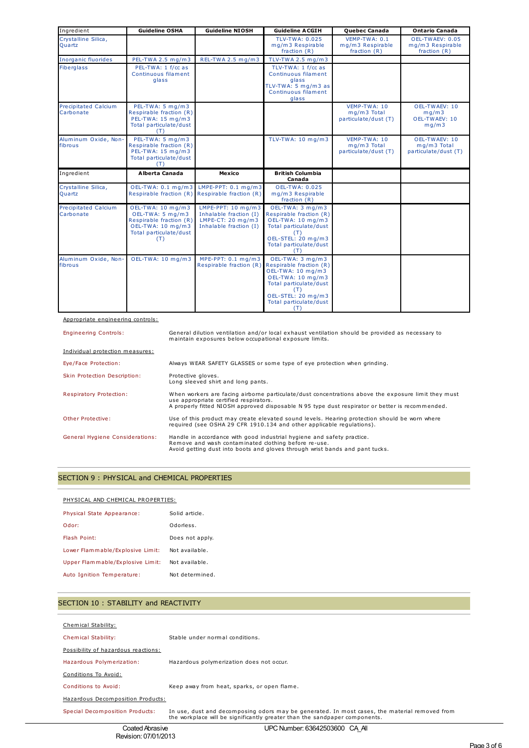| Ingredient | Guideline OSHA | Guideline NIOSH | Guideline ACGIH | Quebec Canada | Ontario Canada |
|---|---|---|---|---|---|
| Crystalline Silica, Quartz | | | TLV-TWA: 0.025 mg/m3 Respirable fraction (R) | VEMP-TWA: 0.1 mg/m3 Respirable fraction (R) | OEL-TWAEV: 0.05 mg/m3 Respirable fraction (R) |
| Inorganic fluorides | PEL-TWA 2.5 mg/m3 | REL-TWA 2.5 mg/m3 | TLV-TWA 2.5 mg/m3 | | |
| Fiberglass | PEL-TWA: 1 f/cc as Continuous filament glass | | TLV-TWA: 1 f/cc as Continuous filament glass<br>TLV-TWA: 5 mg/m3 as Continuous filament glass | | |
| Precipitated Calcium Carbonate | PEL-TWA: 5 mg/m3 Respirable fraction (R)<br>PEL-TWA: 15 mg/m3 Total particulate/dust (T) | | | VEMP-TWA: 10 mg/m3 Total particulate/dust (T) | OEL-TWAEV: 10 mg/m3<br>OEL-TWAEV: 10 mg/m3 |
| Aluminum Oxide, Non-fibrous | PEL-TWA: 5 mg/m3 Respirable fraction (R)<br>PEL-TWA: 15 mg/m3 Total particulate/dust (T) | | TLV-TWA: 10 mg/m3 | VEMP-TWA: 10 mg/m3 Total particulate/dust (T) | OEL-TWAEV: 10 mg/m3 Total particulate/dust (T) |

| Ingredient | Alberta Canada | Mexico | British Columbia Canada | | |
|---|---|---|---|---|---|
| Crystalline Silica, Quartz | OEL-TWA: 0.1 mg/m3 Respirable fraction (R) | LMPE-PPT: 0.1 mg/m3 Respirable fraction (R) | OEL-TWA: 0.025 mg/m3 Respirable fraction (R) | | |
| Precipitated Calcium Carbonate | OEL-TWA: 10 mg/m3<br>OEL-TWA: 5 mg/m3 Respirable fraction (R)<br>OEL-TWA: 10 mg/m3 Total particulate/dust (T) | LMPE-PPT: 10 mg/m3 Inhalable fraction (I)<br>LMPE-CT: 20 mg/m3 Inhalable fraction (I) | OEL-TWA: 3 mg/m3 Respirable fraction (R)<br>OEL-TWA: 10 mg/m3 Total particulate/dust (T)<br>OEL-STEL: 20 mg/m3 Total particulate/dust (T) | | |
| Aluminum Oxide, Non-fibrous | OEL-TWA: 10 mg/m3 | MPE-PPT: 0.1 mg/m3 Respirable fraction (R) | OEL-TWA: 3 mg/m3 Respirable fraction (R)<br>OEL-TWA: 10 mg/m3 Total particulate/dust (T)<br>OEL-STEL: 20 mg/m3 Total particulate/dust (T) | | |

Appropriate engineering controls:

**Engineering Controls:** General dilution ventilation and/or local exhaust ventilation should be provided as necessary to maintain exposures below occupational exposure limits.

Individual protection measures:

**Eye/Face Protection:** Always WEAR SAFETY GLASSES or some type of eye protection when grinding.

**Skin Protection Description:** Protective gloves.
Long sleeved shirt and long pants.

**Respiratory Protection:** When workers are facing airborne particulate/dust concentrations above the exposure limit they must use appropriate certified respirators.
A properly fitted NIOSH approved disposable N 95 type dust respirator or better is recommended.

**Other Protective:** Use of this product may create elevated sound levels. Hearing protection should be worn where required (see OSHA 29 CFR 1910.134 and other applicable regulations).

**General Hygiene Considerations:** Handle in accordance with good industrial hygiene and safety practice.
Remove and wash contaminated clothing before re-use.
Avoid getting dust into boots and gloves through wrist bands and pant tucks.

## SECTION 9 : PHYSICAL and CHEMICAL PROPERTIES

PHYSICAL AND CHEMICAL PROPERTIES:

**Physical State Appearance:** Solid article.

**Odor:** Odorless.

**Flash Point:** Does not apply.

**Lower Flammable/Explosive Limit:** Not available.

**Upper Flammable/Explosive Limit:** Not available.

**Auto Ignition Temperature:** Not determined.

## SECTION 10 : STABILITY and REACTIVITY

Chemical Stability:

**Chemical Stability:** Stable under normal conditions.

Possibility of hazardous reactions:

**Hazardous Polymerization:** Hazardous polymerization does not occur.

Conditions To Avoid:

**Conditions to Avoid:** Keep away from heat, sparks, or open flame.

Hazardous Decomposition Products:

**Special Decomposition Products:** In use, dust and decomposing odors may be generated. In most cases, the material removed from the workplace will be significantly greater than the sandpaper components.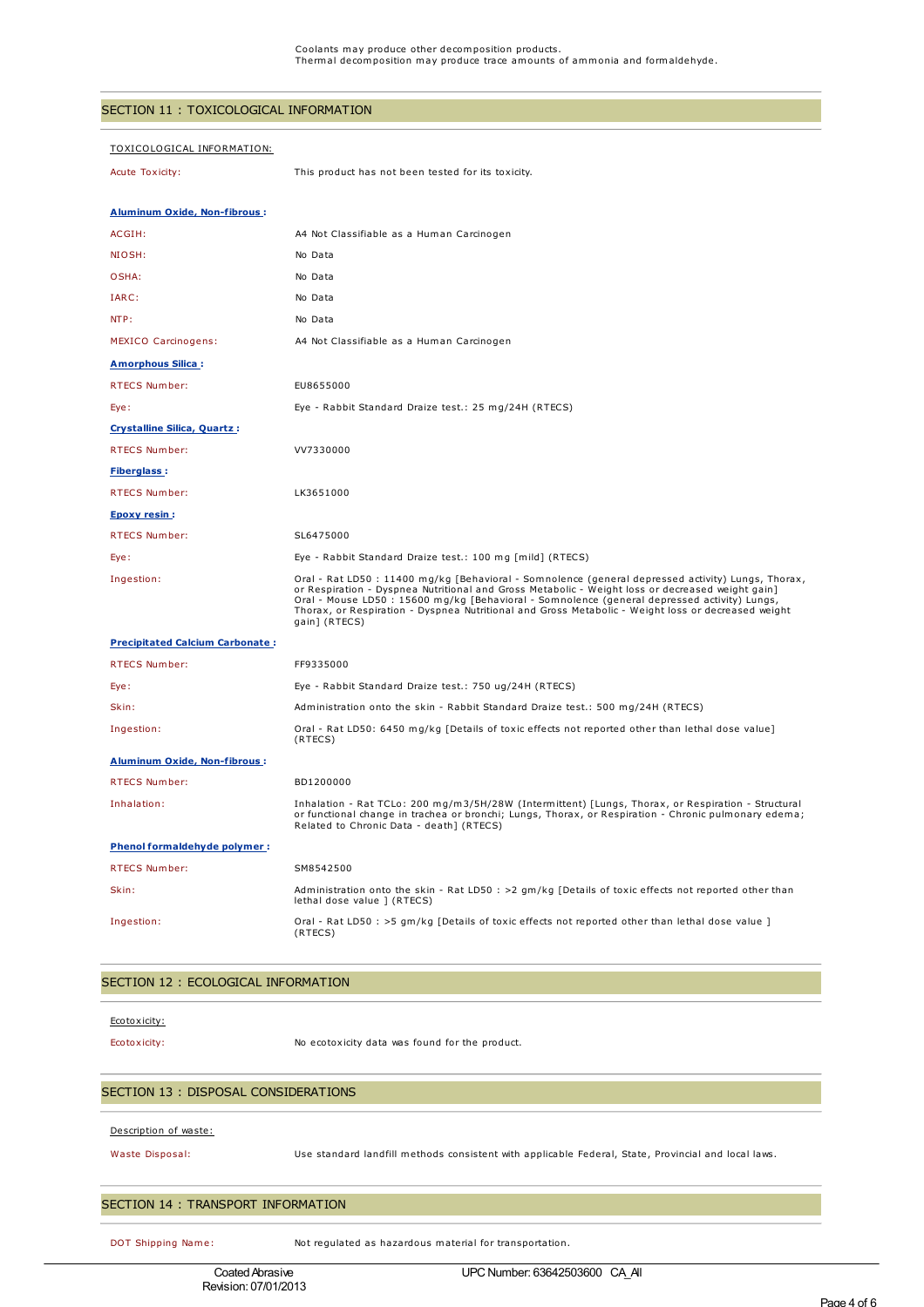Coolants may produce other decomposition products.
Thermal decomposition may produce trace amounts of ammonia and formaldehyde.

## SECTION 11 : TOXICOLOGICAL INFORMATION

TOXICOLOGICAL INFORMATION:

| | |
|---|---|
| Acute Toxicity: | This product has not been tested for its toxicity. |

**Aluminum Oxide, Non-fibrous :**

| | |
|---|---|
| ACGIH: | A4 Not Classifiable as a Human Carcinogen |
| NIOSH: | No Data |
| OSHA: | No Data |
| IARC: | No Data |
| NTP: | No Data |
| MEXICO Carcinogens: | A4 Not Classifiable as a Human Carcinogen |

**Amorphous Silica :**

| | |
|---|---|
| RTECS Number: | EU8655000 |
| Eye: | Eye - Rabbit Standard Draize test.: 25 mg/24H (RTECS) |

**Crystalline Silica, Quartz :**

| | |
|---|---|
| RTECS Number: | VV7330000 |

**Fiberglass :**

| | |
|---|---|
| RTECS Number: | LK3651000 |

**Epoxy resin :**

| | |
|---|---|
| RTECS Number: | SL6475000 |
| Eye: | Eye - Rabbit Standard Draize test.: 100 mg [mild] (RTECS) |
| Ingestion: | Oral - Rat LD50 : 11400 mg/kg [Behavioral - Somnolence (general depressed activity) Lungs, Thorax, or Respiration - Dyspnea Nutritional and Gross Metabolic - Weight loss or decreased weight gain] Oral - Mouse LD50 : 15600 mg/kg [Behavioral - Somnolence (general depressed activity) Lungs, Thorax, or Respiration - Dyspnea Nutritional and Gross Metabolic - Weight loss or decreased weight gain] (RTECS) |

**Precipitated Calcium Carbonate :**

| | |
|---|---|
| RTECS Number: | FF9335000 |
| Eye: | Eye - Rabbit Standard Draize test.: 750 ug/24H (RTECS) |
| Skin: | Administration onto the skin - Rabbit Standard Draize test.: 500 mg/24H (RTECS) |
| Ingestion: | Oral - Rat LD50: 6450 mg/kg [Details of toxic effects not reported other than lethal dose value] (RTECS) |

**Aluminum Oxide, Non-fibrous :**

| | |
|---|---|
| RTECS Number: | BD1200000 |
| Inhalation: | Inhalation - Rat TCLo: 200 mg/m3/5H/28W (Intermittent) [Lungs, Thorax, or Respiration - Structural or functional change in trachea or bronchi; Lungs, Thorax, or Respiration - Chronic pulmonary edema; Related to Chronic Data - death] (RTECS) |

**Phenol formaldehyde polymer :**

| | |
|---|---|
| RTECS Number: | SM8542500 |
| Skin: | Administration onto the skin - Rat LD50 : >2 gm/kg [Details of toxic effects not reported other than lethal dose value ] (RTECS) |
| Ingestion: | Oral - Rat LD50 : >5 gm/kg [Details of toxic effects not reported other than lethal dose value ] (RTECS) |

## SECTION 12 : ECOLOGICAL INFORMATION

Ecotoxicity:

| | |
|---|---|
| Ecotoxicity: | No ecotoxicity data was found for the product. |

## SECTION 13 : DISPOSAL CONSIDERATIONS

Description of waste:

| | |
|---|---|
| Waste Disposal: | Use standard landfill methods consistent with applicable Federal, State, Provincial and local laws. |

## SECTION 14 : TRANSPORT INFORMATION

| | |
|---|---|
| DOT Shipping Name: | Not regulated as hazardous material for transportation. |

Coated Abrasive
Revision: 07/01/2013

UPC Number: 63642503600 CA_All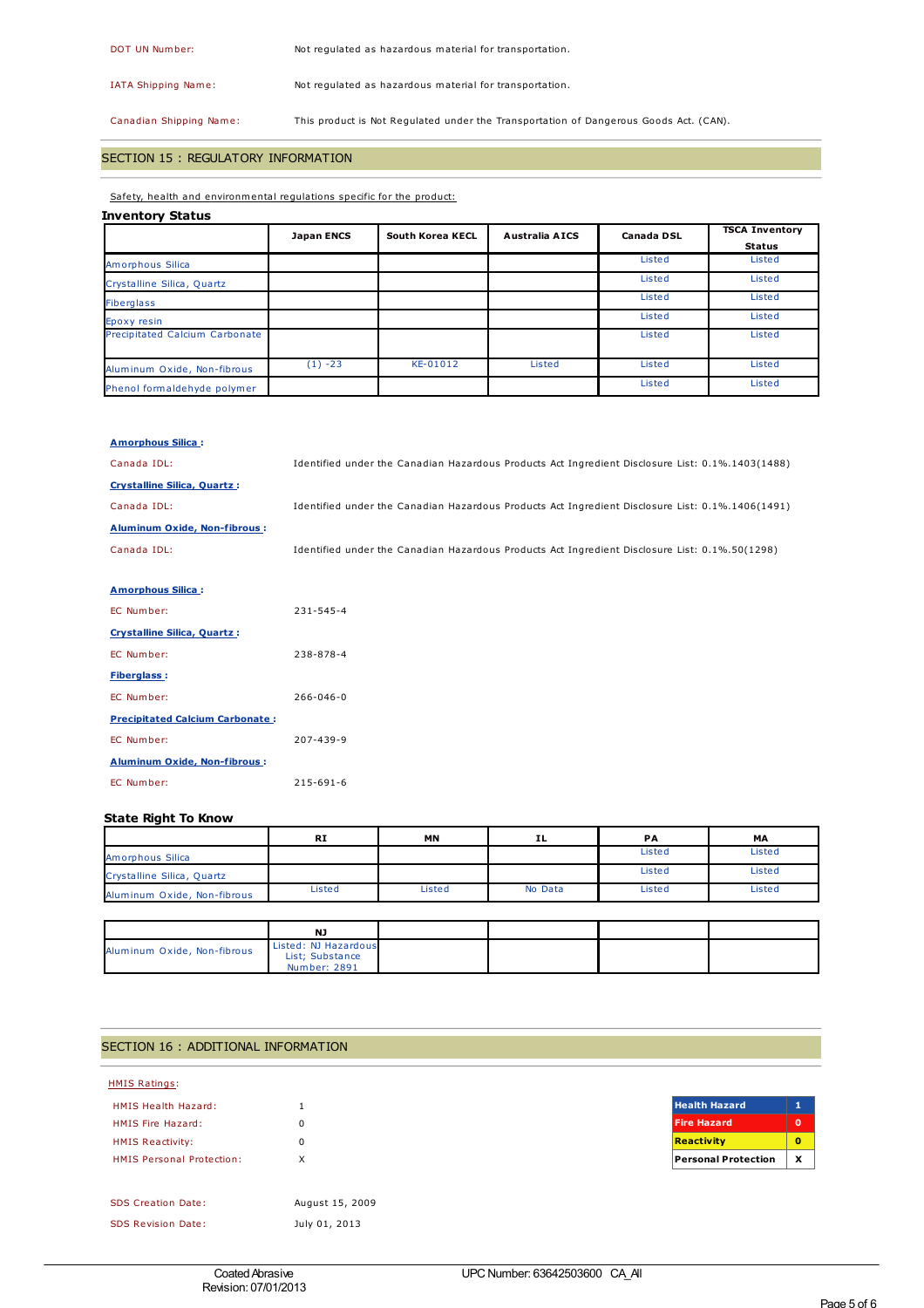| | |
|---|---|
| DOT UN Number: | Not regulated as hazardous material for transportation. |
| IATA Shipping Name: | Not regulated as hazardous material for transportation. |
| Canadian Shipping Name: | This product is Not Regulated under the Transportation of Dangerous Goods Act. (CAN). |

## SECTION 15 : REGULATORY INFORMATION

Safety, health and environmental regulations specific for the product:

### Inventory Status

| | Japan ENCS | South Korea KECL | Australia AICS | Canada DSL | TSCA Inventory Status |
|---|---|---|---|---|---|
| Amorphous Silica | | | | Listed | Listed |
| Crystalline Silica, Quartz | | | | Listed | Listed |
| Fiberglass | | | | Listed | Listed |
| Epoxy resin | | | | Listed | Listed |
| Precipitated Calcium Carbonate | | | | Listed | Listed |
| Aluminum Oxide, Non-fibrous | (1) -23 | KE-01012 | Listed | Listed | Listed |
| Phenol formaldehyde polymer | | | | Listed | Listed |

**Amorphous Silica :**

Canada IDL: Identified under the Canadian Hazardous Products Act Ingredient Disclosure List: 0.1%.1403(1488)

**Crystalline Silica, Quartz :**

Canada IDL: Identified under the Canadian Hazardous Products Act Ingredient Disclosure List: 0.1%.1406(1491)

**Aluminum Oxide, Non-fibrous :**

Canada IDL: Identified under the Canadian Hazardous Products Act Ingredient Disclosure List: 0.1%.50(1298)

**Amorphous Silica :**

EC Number: 231-545-4

**Crystalline Silica, Quartz :**

EC Number: 238-878-4

**Fiberglass :**

EC Number: 266-046-0

**Precipitated Calcium Carbonate :**

EC Number: 207-439-9

**Aluminum Oxide, Non-fibrous :**

EC Number: 215-691-6

### State Right To Know

| | RI | MN | IL | PA | MA |
|---|---|---|---|---|---|
| Amorphous Silica | | | | Listed | Listed |
| Crystalline Silica, Quartz | | | | Listed | Listed |
| Aluminum Oxide, Non-fibrous | Listed | Listed | No Data | Listed | Listed |

| | NJ | | | | |
|---|---|---|---|---|---|
| Aluminum Oxide, Non-fibrous | Listed: NJ Hazardous List; Substance Number: 2891 | | | | |

## SECTION 16 : ADDITIONAL INFORMATION

HMIS Ratings:

| | |
|---|---|
| HMIS Health Hazard: | 1 |
| HMIS Fire Hazard: | 0 |
| HMIS Reactivity: | 0 |
| HMIS Personal Protection: | X |

| | |
|---|---|
| Health Hazard | 1 |
| Fire Hazard | 0 |
| Reactivity | 0 |
| Personal Protection | X |

SDS Creation Date: August 15, 2009

SDS Revision Date: July 01, 2013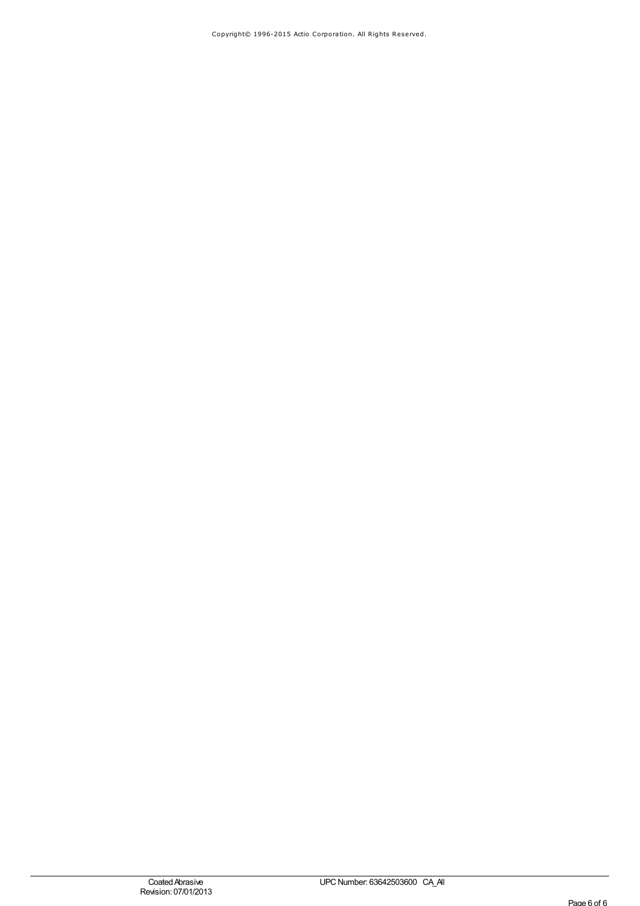Copyright© 1996-2015 Actio Corporation. All Rights Reserved.